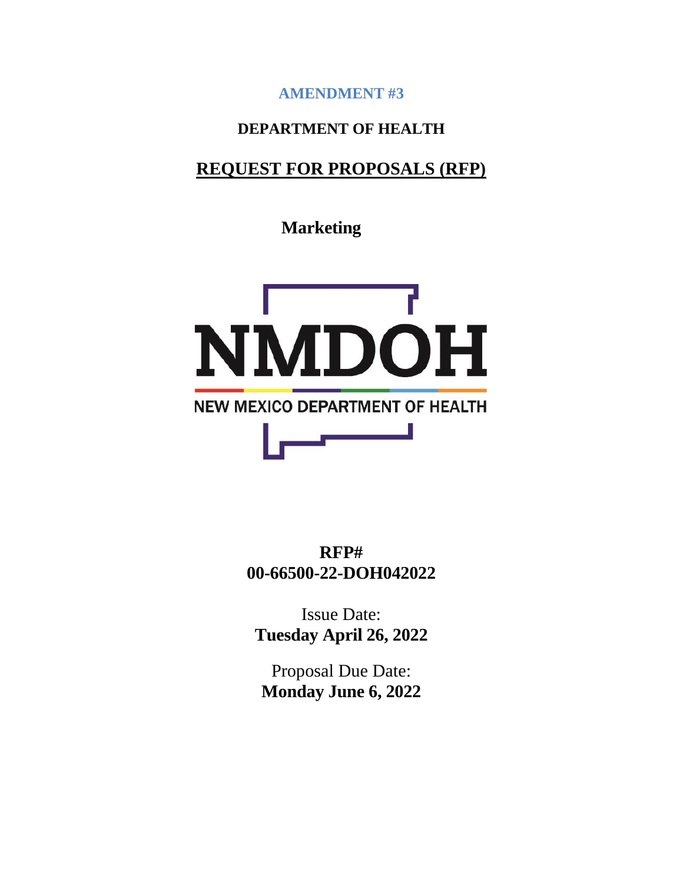**AMENDMENT #3**

**DEPARTMENT OF HEALTH**

# REQUEST FOR PROPOSALS (RFP)

**Marketing**

NMDOH

NEW MEXICO DEPARTMENT OF HEALTH

**RFP#**
**00-66500-22-DOH042022**

Issue Date:
**Tuesday April 26, 2022**

Proposal Due Date:
**Monday June 6, 2022**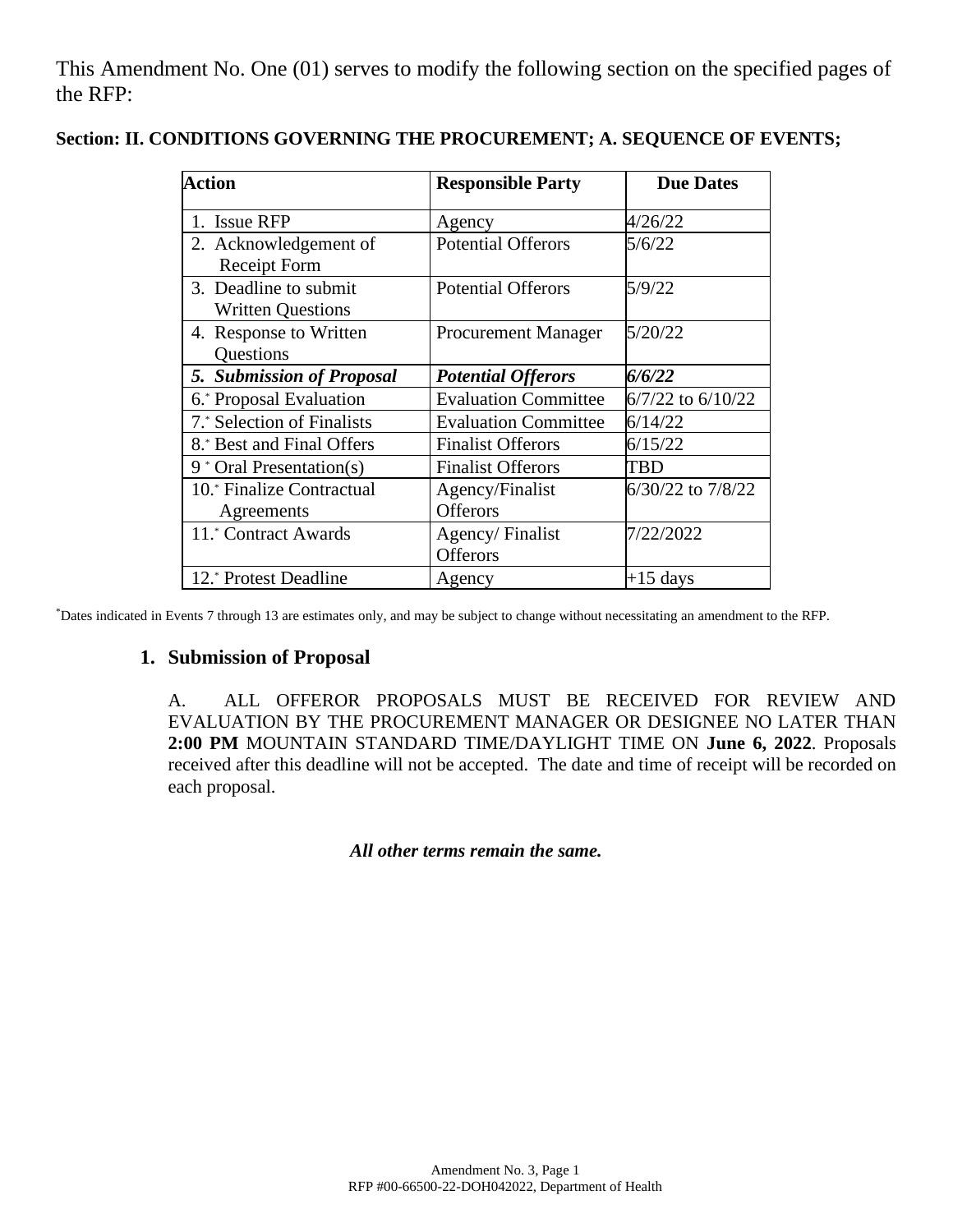This Amendment No. One (01) serves to modify the following section on the specified pages of the RFP:

**Section: II. CONDITIONS GOVERNING THE PROCUREMENT; A. SEQUENCE OF EVENTS;**

| Action | Responsible Party | Due Dates |
|---|---|---|
| 1. Issue RFP | Agency | 4/26/22 |
| 2. Acknowledgement of Receipt Form | Potential Offerors | 5/6/22 |
| 3. Deadline to submit Written Questions | Potential Offerors | 5/9/22 |
| 4. Response to Written Questions | Procurement Manager | 5/20/22 |
| ***5. Submission of Proposal*** | ***Potential Offerors*** | ***6/6/22*** |
| 6.* Proposal Evaluation | Evaluation Committee | 6/7/22 to 6/10/22 |
| 7.* Selection of Finalists | Evaluation Committee | 6/14/22 |
| 8.* Best and Final Offers | Finalist Offerors | 6/15/22 |
| 9 * Oral Presentation(s) | Finalist Offerors | TBD |
| 10.* Finalize Contractual Agreements | Agency/Finalist Offerors | 6/30/22 to 7/8/22 |
| 11.* Contract Awards | Agency/ Finalist Offerors | 7/22/2022 |
| 12.* Protest Deadline | Agency | +15 days |

*Dates indicated in Events 7 through 13 are estimates only, and may be subject to change without necessitating an amendment to the RFP.

### 1. Submission of Proposal

A. ALL OFFEROR PROPOSALS MUST BE RECEIVED FOR REVIEW AND EVALUATION BY THE PROCUREMENT MANAGER OR DESIGNEE NO LATER THAN **2:00 PM** MOUNTAIN STANDARD TIME/DAYLIGHT TIME ON **June 6, 2022**. Proposals received after this deadline will not be accepted. The date and time of receipt will be recorded on each proposal.

***All other terms remain the same.***